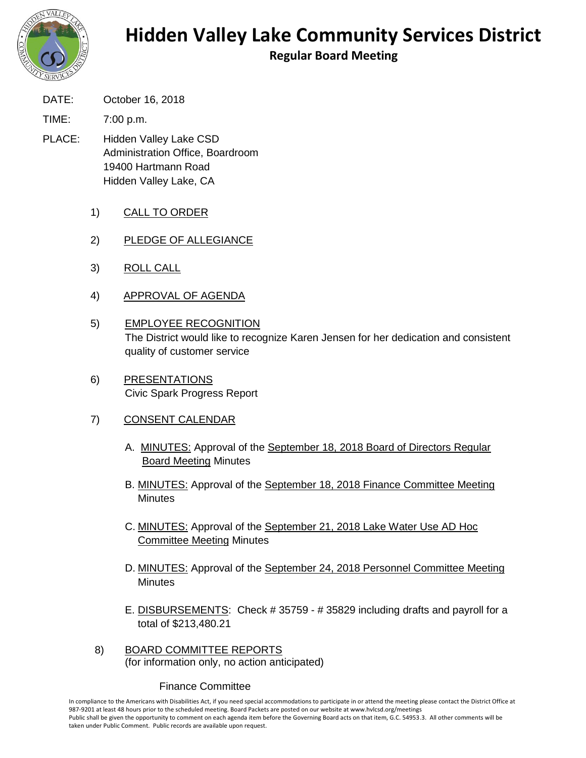# Hidden Valley Lake Community Services District

**Regular Board Meeting**

DATE: October 16, 2018

TIME: 7:00 p.m.

PLACE: Hidden Valley Lake CSD
Administration Office, Boardroom
19400 Hartmann Road
Hidden Valley Lake, CA

1) CALL TO ORDER

2) PLEDGE OF ALLEGIANCE

3) ROLL CALL

4) APPROVAL OF AGENDA

5) EMPLOYEE RECOGNITION
The District would like to recognize Karen Jensen for her dedication and consistent quality of customer service

6) PRESENTATIONS
Civic Spark Progress Report

7) CONSENT CALENDAR

A. MINUTES: Approval of the September 18, 2018 Board of Directors Regular Board Meeting Minutes

B. MINUTES: Approval of the September 18, 2018 Finance Committee Meeting Minutes

C. MINUTES: Approval of the September 21, 2018 Lake Water Use AD Hoc Committee Meeting Minutes

D. MINUTES: Approval of the September 24, 2018 Personnel Committee Meeting Minutes

E. DISBURSEMENTS: Check # 35759 - # 35829 including drafts and payroll for a total of $213,480.21

8) BOARD COMMITTEE REPORTS
(for information only, no action anticipated)

Finance Committee

In compliance to the Americans with Disabilities Act, if you need special accommodations to participate in or attend the meeting please contact the District Office at 987-9201 at least 48 hours prior to the scheduled meeting. Board Packets are posted on our website at www.hvlcsd.org/meetings
Public shall be given the opportunity to comment on each agenda item before the Governing Board acts on that item, G.C. 54953.3. All other comments will be taken under Public Comment. Public records are available upon request.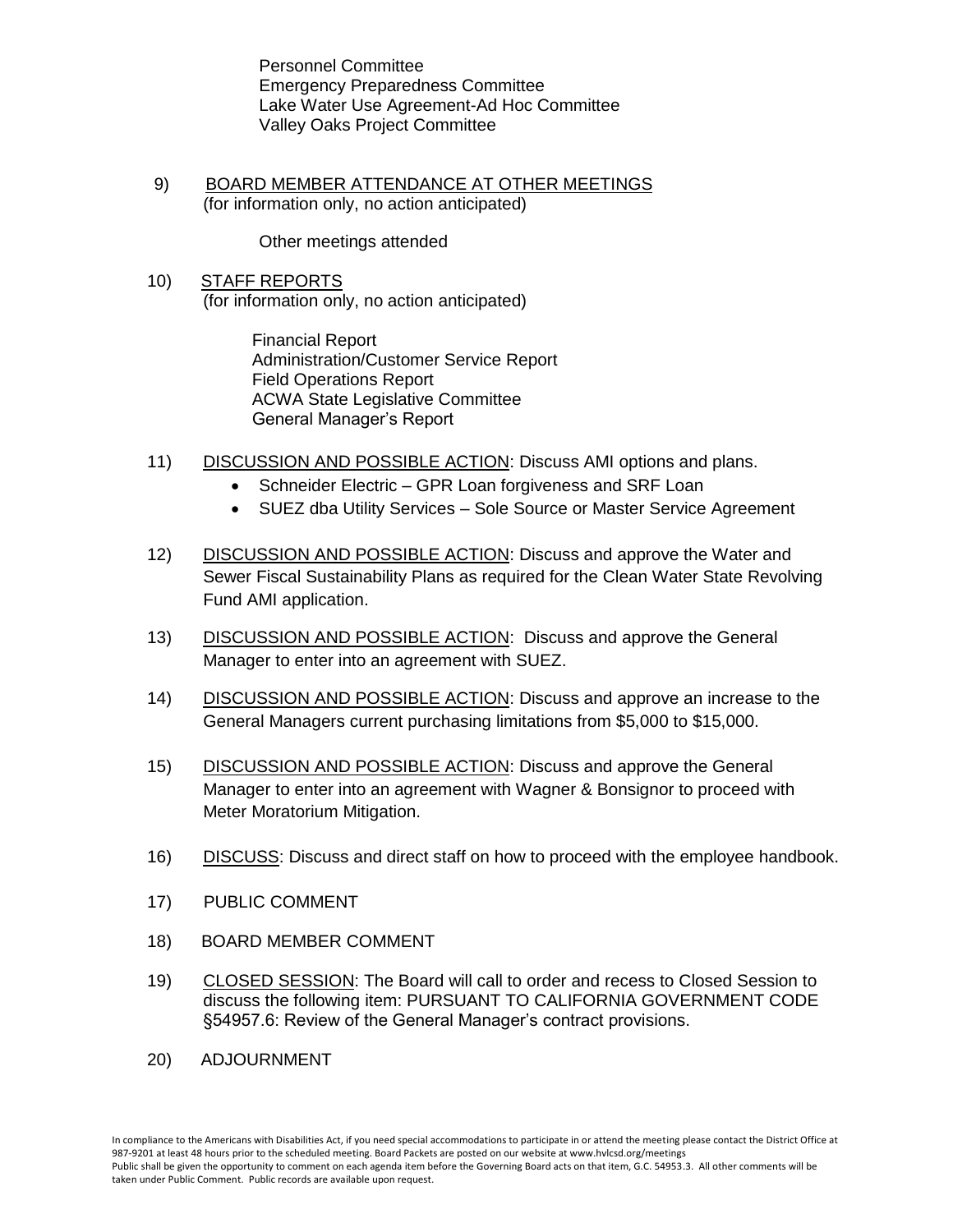Personnel Committee
Emergency Preparedness Committee
Lake Water Use Agreement-Ad Hoc Committee
Valley Oaks Project Committee

9) BOARD MEMBER ATTENDANCE AT OTHER MEETINGS
(for information only, no action anticipated)

Other meetings attended

10) STAFF REPORTS
(for information only, no action anticipated)

Financial Report
Administration/Customer Service Report
Field Operations Report
ACWA State Legislative Committee
General Manager's Report

11) DISCUSSION AND POSSIBLE ACTION: Discuss AMI options and plans.
- Schneider Electric – GPR Loan forgiveness and SRF Loan
- SUEZ dba Utility Services – Sole Source or Master Service Agreement

12) DISCUSSION AND POSSIBLE ACTION: Discuss and approve the Water and Sewer Fiscal Sustainability Plans as required for the Clean Water State Revolving Fund AMI application.

13) DISCUSSION AND POSSIBLE ACTION: Discuss and approve the General Manager to enter into an agreement with SUEZ.

14) DISCUSSION AND POSSIBLE ACTION: Discuss and approve an increase to the General Managers current purchasing limitations from $5,000 to $15,000.

15) DISCUSSION AND POSSIBLE ACTION: Discuss and approve the General Manager to enter into an agreement with Wagner & Bonsignor to proceed with Meter Moratorium Mitigation.

16) DISCUSS: Discuss and direct staff on how to proceed with the employee handbook.

17) PUBLIC COMMENT

18) BOARD MEMBER COMMENT

19) CLOSED SESSION: The Board will call to order and recess to Closed Session to discuss the following item: PURSUANT TO CALIFORNIA GOVERNMENT CODE §54957.6: Review of the General Manager's contract provisions.

20) ADJOURNMENT

In compliance to the Americans with Disabilities Act, if you need special accommodations to participate in or attend the meeting please contact the District Office at 987-9201 at least 48 hours prior to the scheduled meeting. Board Packets are posted on our website at www.hvlcsd.org/meetings
Public shall be given the opportunity to comment on each agenda item before the Governing Board acts on that item, G.C. 54953.3. All other comments will be taken under Public Comment. Public records are available upon request.